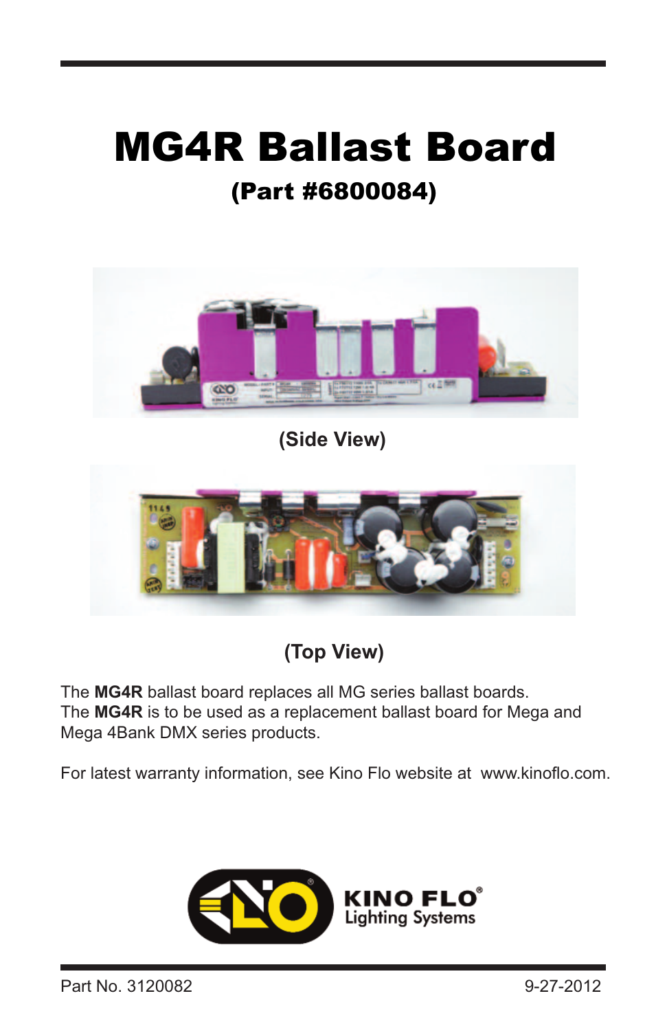# MG4R Ballast Board

## (Part #6800084)

(Side View)

(Top View)

The **MG4R** ballast board replaces all MG series ballast boards.
The **MG4R** is to be used as a replacement ballast board for Mega and Mega 4Bank DMX series products.

For latest warranty information, see Kino Flo website at www.kinoflo.com.

KINO FLO®
Lighting Systems

Part No. 3120082 9-27-2012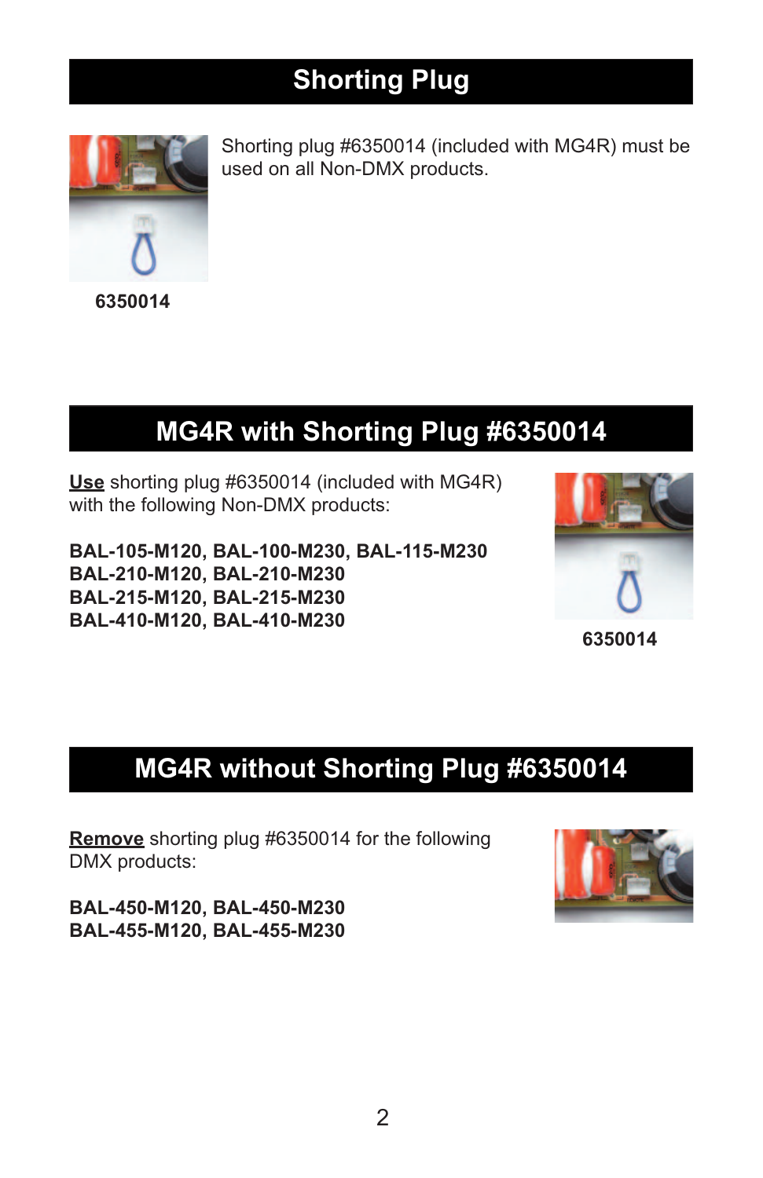## Shorting Plug

6350014

Shorting plug #6350014 (included with MG4R) must be used on all Non-DMX products.

## MG4R with Shorting Plug #6350014

**Use** shorting plug #6350014 (included with MG4R) with the following Non-DMX products:

**BAL-105-M120, BAL-100-M230, BAL-115-M230**
**BAL-210-M120, BAL-210-M230**
**BAL-215-M120, BAL-215-M230**
**BAL-410-M120, BAL-410-M230**

6350014

## MG4R without Shorting Plug #6350014

**Remove** shorting plug #6350014 for the following DMX products:

**BAL-450-M120, BAL-450-M230**
**BAL-455-M120, BAL-455-M230**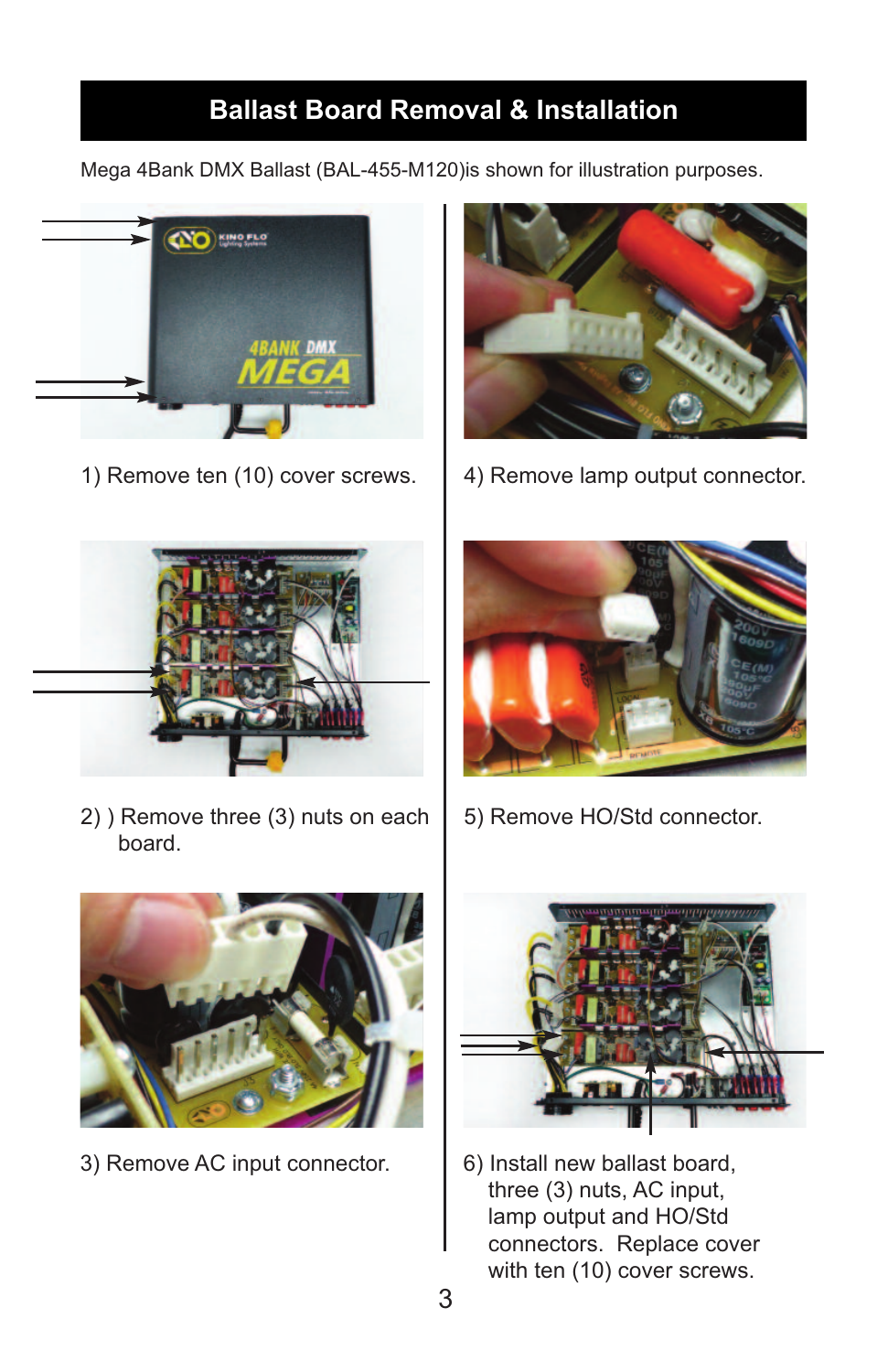# Ballast Board Removal & Installation

Mega 4Bank DMX Ballast (BAL-455-M120)is shown for illustration purposes.

1) Remove ten (10) cover screws.

2) ) Remove three (3) nuts on each board.

3) Remove AC input connector.

4) Remove lamp output connector.

5) Remove HO/Std connector.

6) Install new ballast board, three (3) nuts, AC input, lamp output and HO/Std connectors. Replace cover with ten (10) cover screws.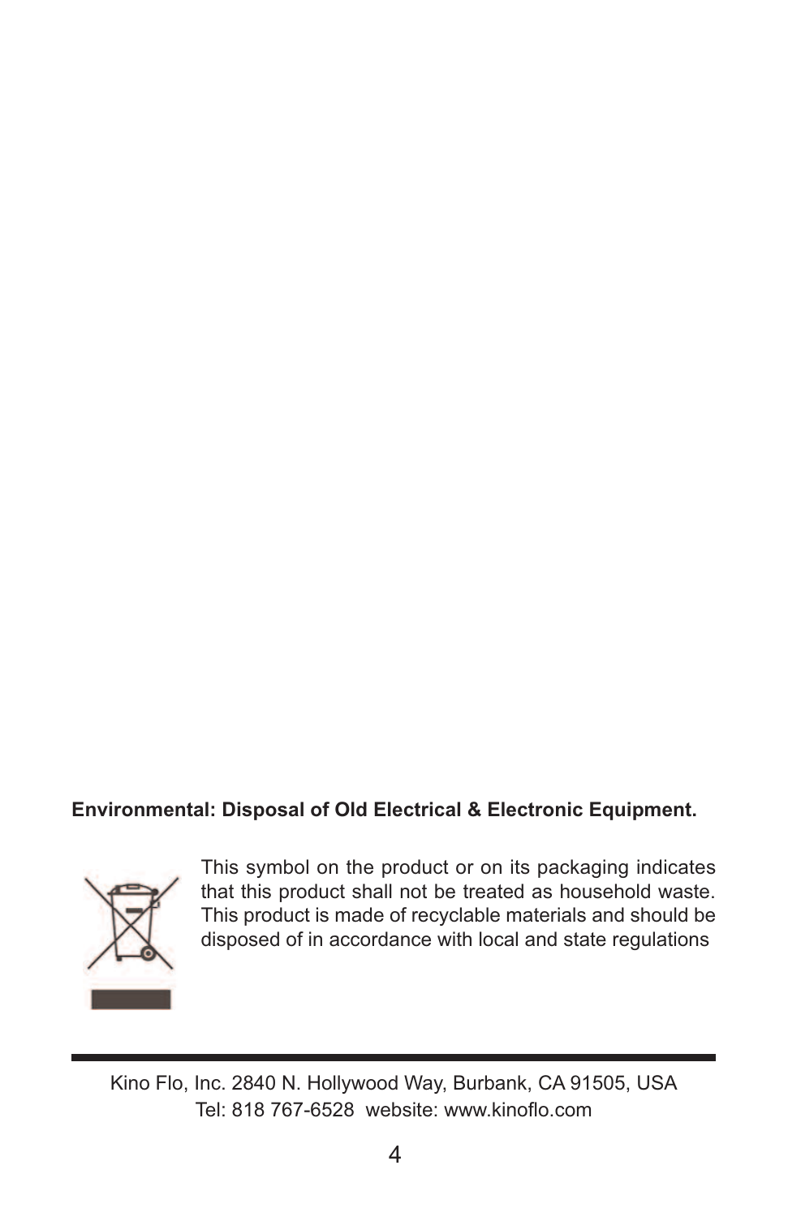**Environmental: Disposal of Old Electrical & Electronic Equipment.**

This symbol on the product or on its packaging indicates that this product shall not be treated as household waste. This product is made of recyclable materials and should be disposed of in accordance with local and state regulations

---

Kino Flo, Inc. 2840 N. Hollywood Way, Burbank, CA 91505, USA
Tel: 818 767-6528 website: www.kinoflo.com